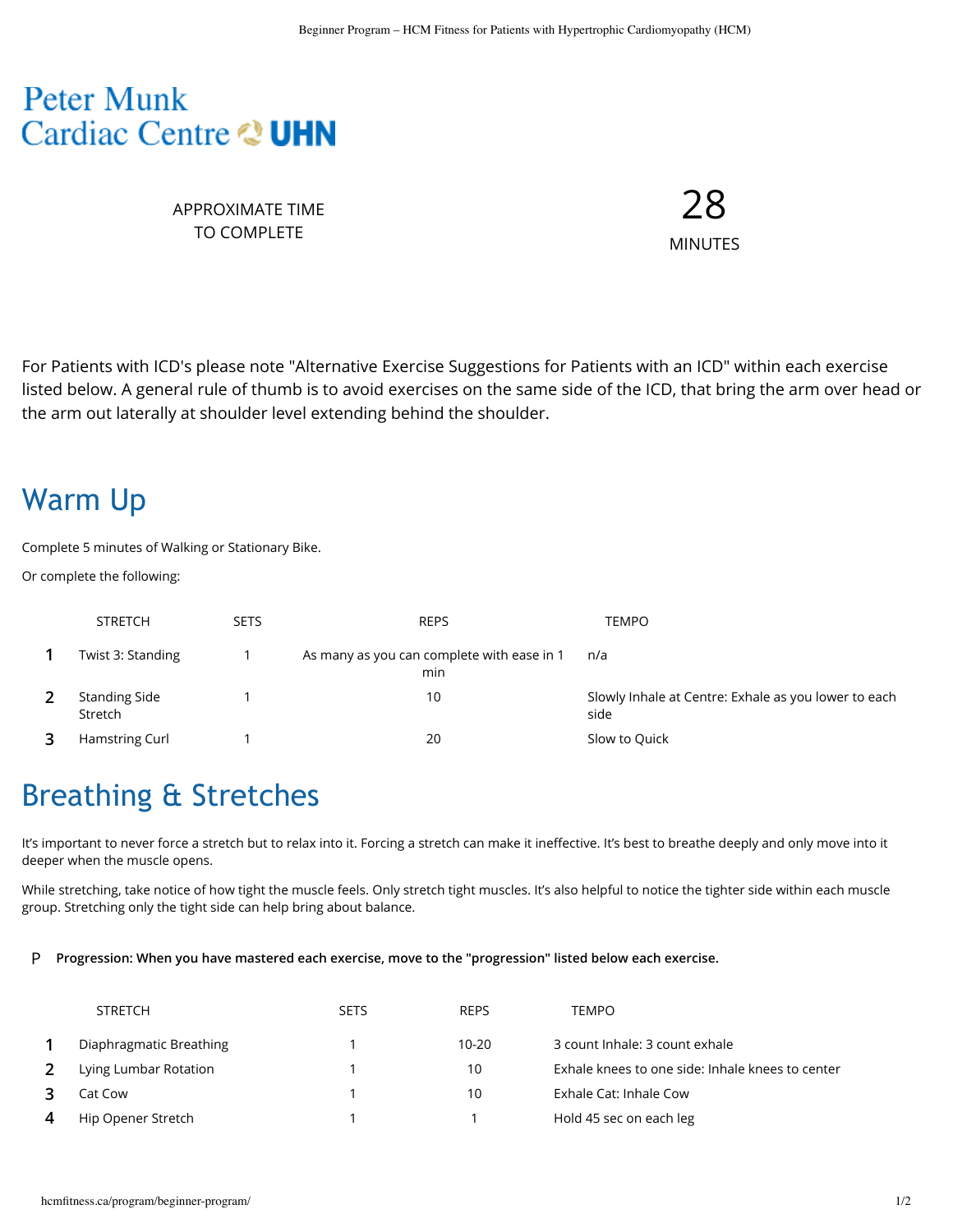Peter Munk Cardiac Centre UHN

APPROXIMATE TIME TO COMPLETE

28 MINUTES

For Patients with ICD's please note "Alternative Exercise Suggestions for Patients with an ICD" within each exercise listed below. A general rule of thumb is to avoid exercises on the same side of the ICD, that bring the arm over head or the arm out laterally at shoulder level extending behind the shoulder.

## Warm Up

Complete 5 minutes of Walking or Stationary Bike.

Or complete the following:

| | STRETCH | SETS | REPS | TEMPO |
|---|---|---|---|---|
| 1 | Twist 3: Standing | 1 | As many as you can complete with ease in 1 min | n/a |
| 2 | Standing Side Stretch | 1 | 10 | Slowly Inhale at Centre: Exhale as you lower to each side |
| 3 | Hamstring Curl | 1 | 20 | Slow to Quick |

## Breathing & Stretches

It's important to never force a stretch but to relax into it. Forcing a stretch can make it ineffective. It's best to breathe deeply and only move into it deeper when the muscle opens.

While stretching, take notice of how tight the muscle feels. Only stretch tight muscles. It's also helpful to notice the tighter side within each muscle group. Stretching only the tight side can help bring about balance.

P **Progression: When you have mastered each exercise, move to the "progression" listed below each exercise.**

| | STRETCH | SETS | REPS | TEMPO |
|---|---|---|---|---|
| 1 | Diaphragmatic Breathing | 1 | 10-20 | 3 count Inhale: 3 count exhale |
| 2 | Lying Lumbar Rotation | 1 | 10 | Exhale knees to one side: Inhale knees to center |
| 3 | Cat Cow | 1 | 10 | Exhale Cat: Inhale Cow |
| 4 | Hip Opener Stretch | 1 | 1 | Hold 45 sec on each leg |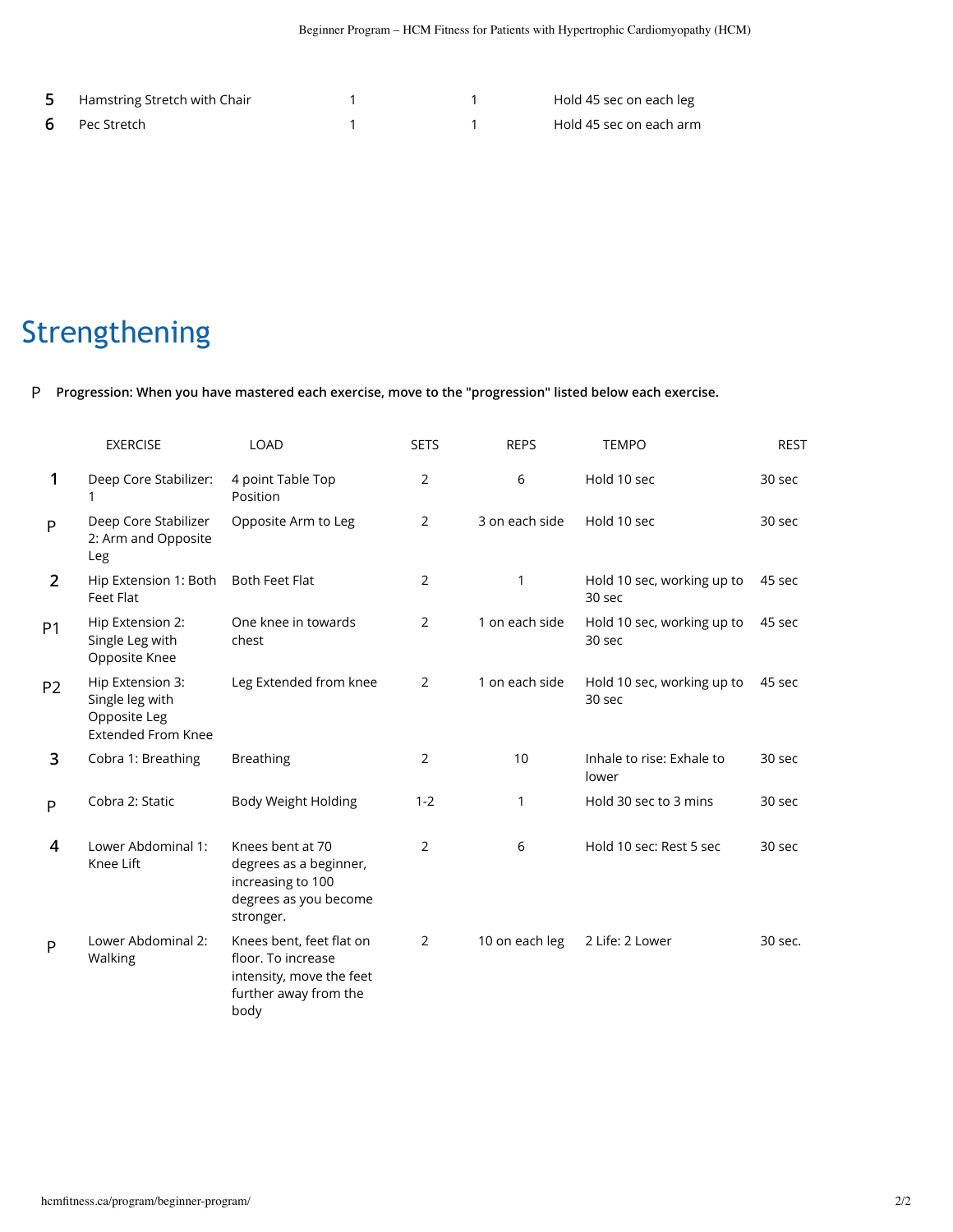| | | | | |
|---|---|---|---|---|
| 5 | Hamstring Stretch with Chair | 1 | 1 | Hold 45 sec on each leg |
| 6 | Pec Stretch | 1 | 1 | Hold 45 sec on each arm |

## Strengthening

P **Progression: When you have mastered each exercise, move to the "progression" listed below each exercise.**

| | EXERCISE | LOAD | SETS | REPS | TEMPO | REST |
|---|---|---|---|---|---|---|
| 1 | Deep Core Stabilizer: 1 | 4 point Table Top Position | 2 | 6 | Hold 10 sec | 30 sec |
| P | Deep Core Stabilizer 2: Arm and Opposite Leg | Opposite Arm to Leg | 2 | 3 on each side | Hold 10 sec | 30 sec |
| 2 | Hip Extension 1: Both Feet Flat | Both Feet Flat | 2 | 1 | Hold 10 sec, working up to 30 sec | 45 sec |
| P1 | Hip Extension 2: Single Leg with Opposite Knee | One knee in towards chest | 2 | 1 on each side | Hold 10 sec, working up to 30 sec | 45 sec |
| P2 | Hip Extension 3: Single leg with Opposite Leg Extended From Knee | Leg Extended from knee | 2 | 1 on each side | Hold 10 sec, working up to 30 sec | 45 sec |
| 3 | Cobra 1: Breathing | Breathing | 2 | 10 | Inhale to rise: Exhale to lower | 30 sec |
| P | Cobra 2: Static | Body Weight Holding | 1-2 | 1 | Hold 30 sec to 3 mins | 30 sec |
| 4 | Lower Abdominal 1: Knee Lift | Knees bent at 70 degrees as a beginner, increasing to 100 degrees as you become stronger. | 2 | 6 | Hold 10 sec: Rest 5 sec | 30 sec |
| P | Lower Abdominal 2: Walking | Knees bent, feet flat on floor. To increase intensity, move the feet further away from the body | 2 | 10 on each leg | 2 Life: 2 Lower | 30 sec. |